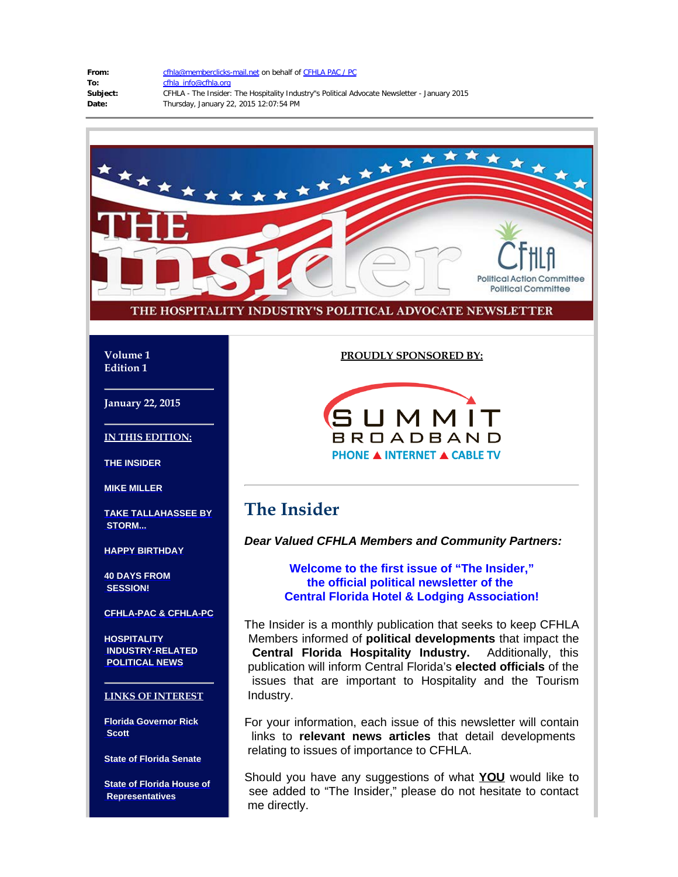**From:** cfhla@memberclicks-mail.net on behalf of CFHLA PAC / PC
**To:** cfhla_info@cfhla.org
**Subject:** CFHLA - The Insider: The Hospitality Industry"s Political Advocate Newsletter - January 2015
**Date:** Thursday, January 22, 2015 12:07:54 PM

THE insider

CFHLA Political Action Committee Political Committee

THE HOSPITALITY INDUSTRY'S POLITICAL ADVOCATE NEWSLETTER

**Volume 1**
**Edition 1**

**January 22, 2015**

**IN THIS EDITION:**

- THE INSIDER
- MIKE MILLER
- TAKE TALLAHASSEE BY STORM...
- HAPPY BIRTHDAY
- 40 DAYS FROM SESSION!
- CFHLA-PAC & CFHLA-PC
- HOSPITALITY INDUSTRY-RELATED POLITICAL NEWS

**LINKS OF INTEREST**

- Florida Governor Rick Scott
- State of Florida Senate
- State of Florida House of Representatives

**PROUDLY SPONSORED BY:**

SUMMIT BROADBAND
PHONE ▲ INTERNET ▲ CABLE TV

## The Insider

***Dear Valued CFHLA Members and Community Partners:***

**Welcome to the first issue of "The Insider," the official political newsletter of the Central Florida Hotel & Lodging Association!**

The Insider is a monthly publication that seeks to keep CFHLA Members informed of **political developments** that impact the **Central Florida Hospitality Industry.** Additionally, this publication will inform Central Florida's **elected officials** of the issues that are important to Hospitality and the Tourism Industry.

For your information, each issue of this newsletter will contain links to **relevant news articles** that detail developments relating to issues of importance to CFHLA.

Should you have any suggestions of what **YOU** would like to see added to "The Insider," please do not hesitate to contact me directly.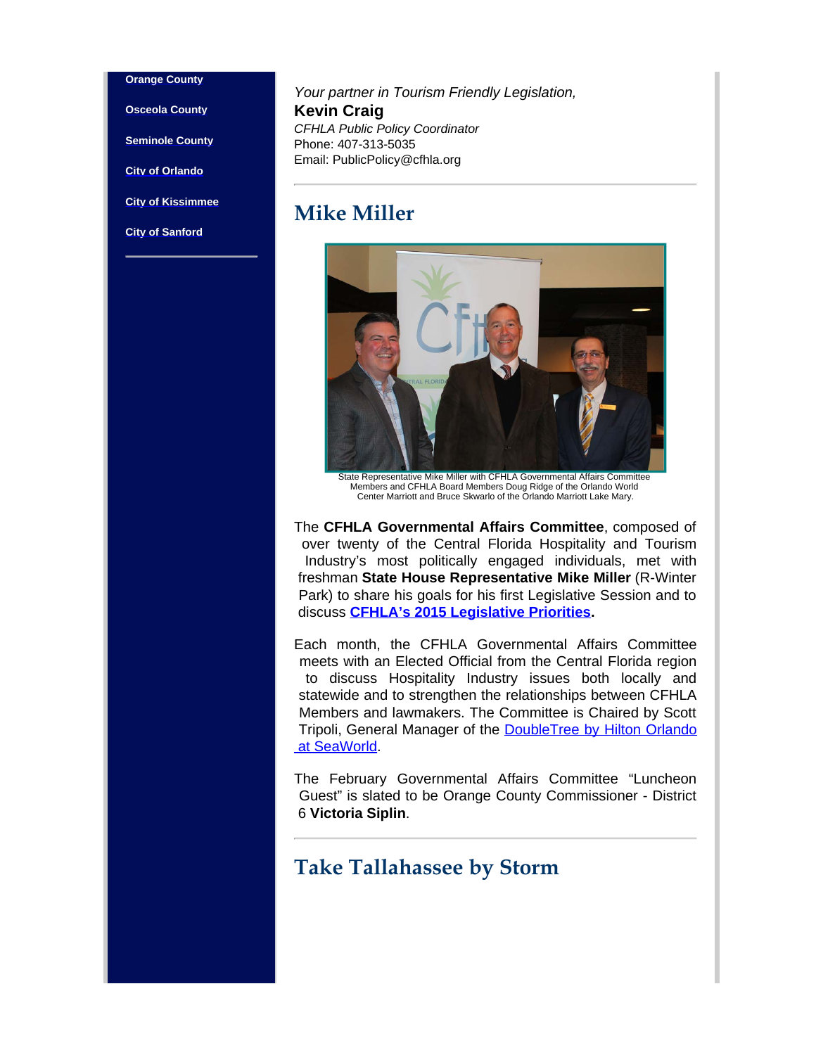- Orange County
- Osceola County
- Seminole County
- City of Orlando
- City of Kissimmee
- City of Sanford

*Your partner in Tourism Friendly Legislation,*
**Kevin Craig**
*CFHLA Public Policy Coordinator*
Phone: 407-313-5035
Email: PublicPolicy@cfhla.org

---

## Mike Miller

State Representative Mike Miller with CFHLA Governmental Affairs Committee Members and CFHLA Board Members Doug Ridge of the Orlando World Center Marriott and Bruce Skwarlo of the Orlando Marriott Lake Mary.

The **CFHLA Governmental Affairs Committee**, composed of over twenty of the Central Florida Hospitality and Tourism Industry's most politically engaged individuals, met with freshman **State House Representative Mike Miller** (R-Winter Park) to share his goals for his first Legislative Session and to discuss **CFHLA's 2015 Legislative Priorities.**

Each month, the CFHLA Governmental Affairs Committee meets with an Elected Official from the Central Florida region to discuss Hospitality Industry issues both locally and statewide and to strengthen the relationships between CFHLA Members and lawmakers. The Committee is Chaired by Scott Tripoli, General Manager of the DoubleTree by Hilton Orlando at SeaWorld.

The February Governmental Affairs Committee "Luncheon Guest" is slated to be Orange County Commissioner - District 6 **Victoria Siplin**.

---

## Take Tallahassee by Storm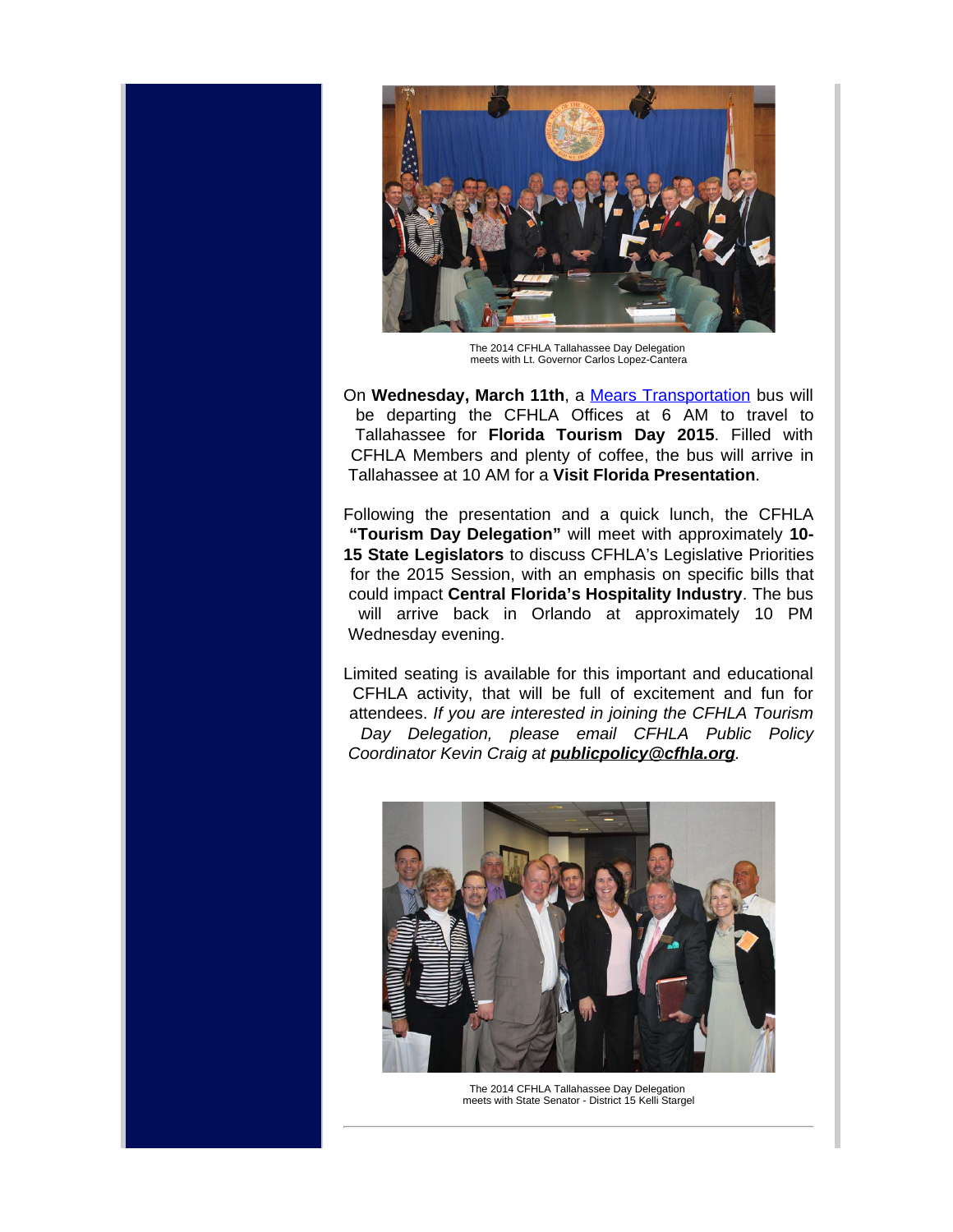The 2014 CFHLA Tallahassee Day Delegation meets with Lt. Governor Carlos Lopez-Cantera

On **Wednesday, March 11th**, a [Mears Transportation] bus will be departing the CFHLA Offices at 6 AM to travel to Tallahassee for **Florida Tourism Day 2015**. Filled with CFHLA Members and plenty of coffee, the bus will arrive in Tallahassee at 10 AM for a **Visit Florida Presentation**.

Following the presentation and a quick lunch, the CFHLA **"Tourism Day Delegation"** will meet with approximately **10-15 State Legislators** to discuss CFHLA's Legislative Priorities for the 2015 Session, with an emphasis on specific bills that could impact **Central Florida's Hospitality Industry**. The bus will arrive back in Orlando at approximately 10 PM Wednesday evening.

Limited seating is available for this important and educational CFHLA activity, that will be full of excitement and fun for attendees. *If you are interested in joining the CFHLA Tourism Day Delegation, please email CFHLA Public Policy Coordinator Kevin Craig at* ***publicpolicy@cfhla.org***.

The 2014 CFHLA Tallahassee Day Delegation meets with State Senator - District 15 Kelli Stargel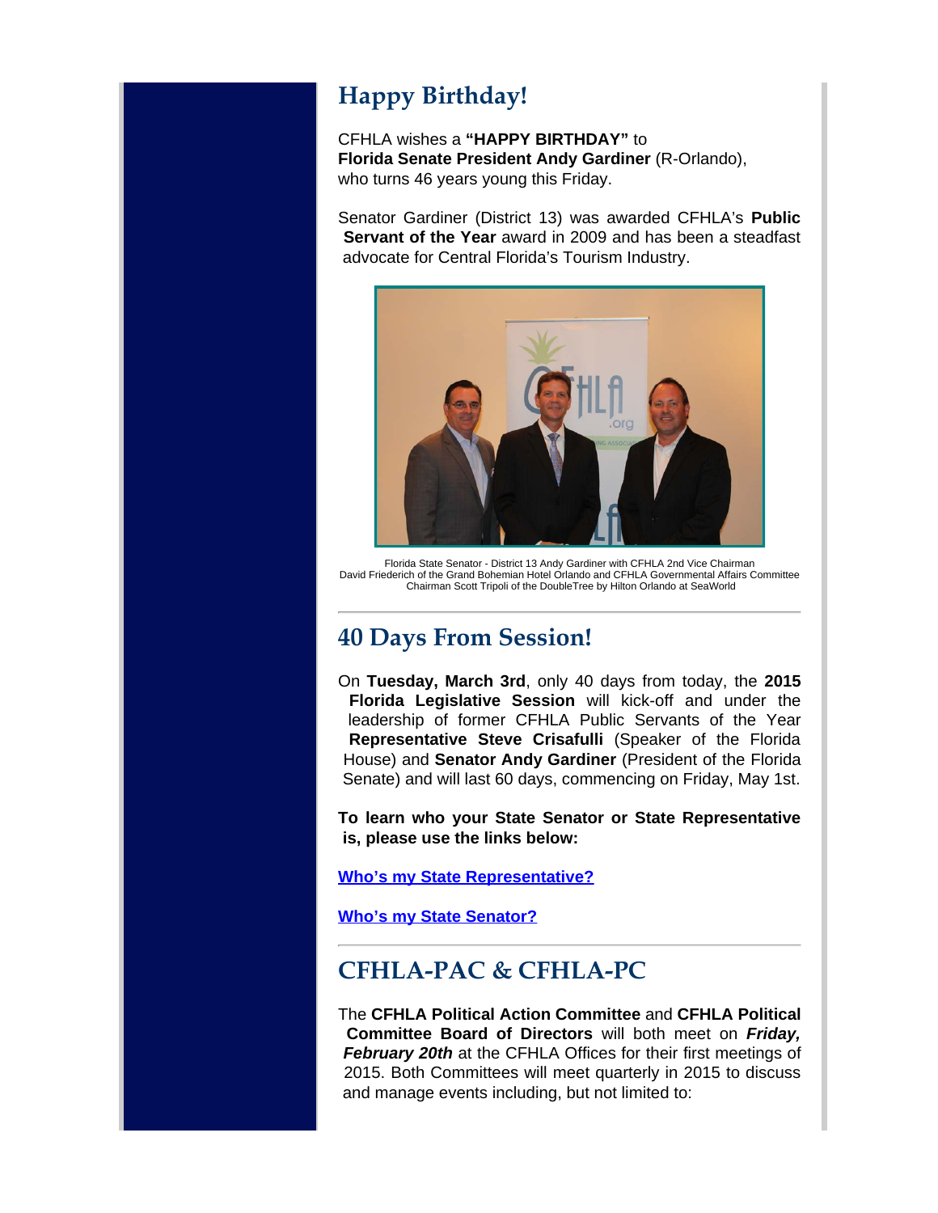## Happy Birthday!

CFHLA wishes a **"HAPPY BIRTHDAY"** to
**Florida Senate President Andy Gardiner** (R-Orlando),
who turns 46 years young this Friday.

Senator Gardiner (District 13) was awarded CFHLA's **Public Servant of the Year** award in 2009 and has been a steadfast advocate for Central Florida's Tourism Industry.

Florida State Senator - District 13 Andy Gardiner with CFHLA 2nd Vice Chairman David Friederich of the Grand Bohemian Hotel Orlando and CFHLA Governmental Affairs Committee Chairman Scott Tripoli of the DoubleTree by Hilton Orlando at SeaWorld

---

## 40 Days From Session!

On **Tuesday, March 3rd**, only 40 days from today, the **2015 Florida Legislative Session** will kick-off and under the leadership of former CFHLA Public Servants of the Year **Representative Steve Crisafulli** (Speaker of the Florida House) and **Senator Andy Gardiner** (President of the Florida Senate) and will last 60 days, commencing on Friday, May 1st.

**To learn who your State Senator or State Representative is, please use the links below:**

**[Who's my State Representative?]**

**[Who's my State Senator?]**

---

## CFHLA-PAC & CFHLA-PC

The **CFHLA Political Action Committee** and **CFHLA Political Committee Board of Directors** will both meet on ***Friday, February 20th*** at the CFHLA Offices for their first meetings of 2015. Both Committees will meet quarterly in 2015 to discuss and manage events including, but not limited to: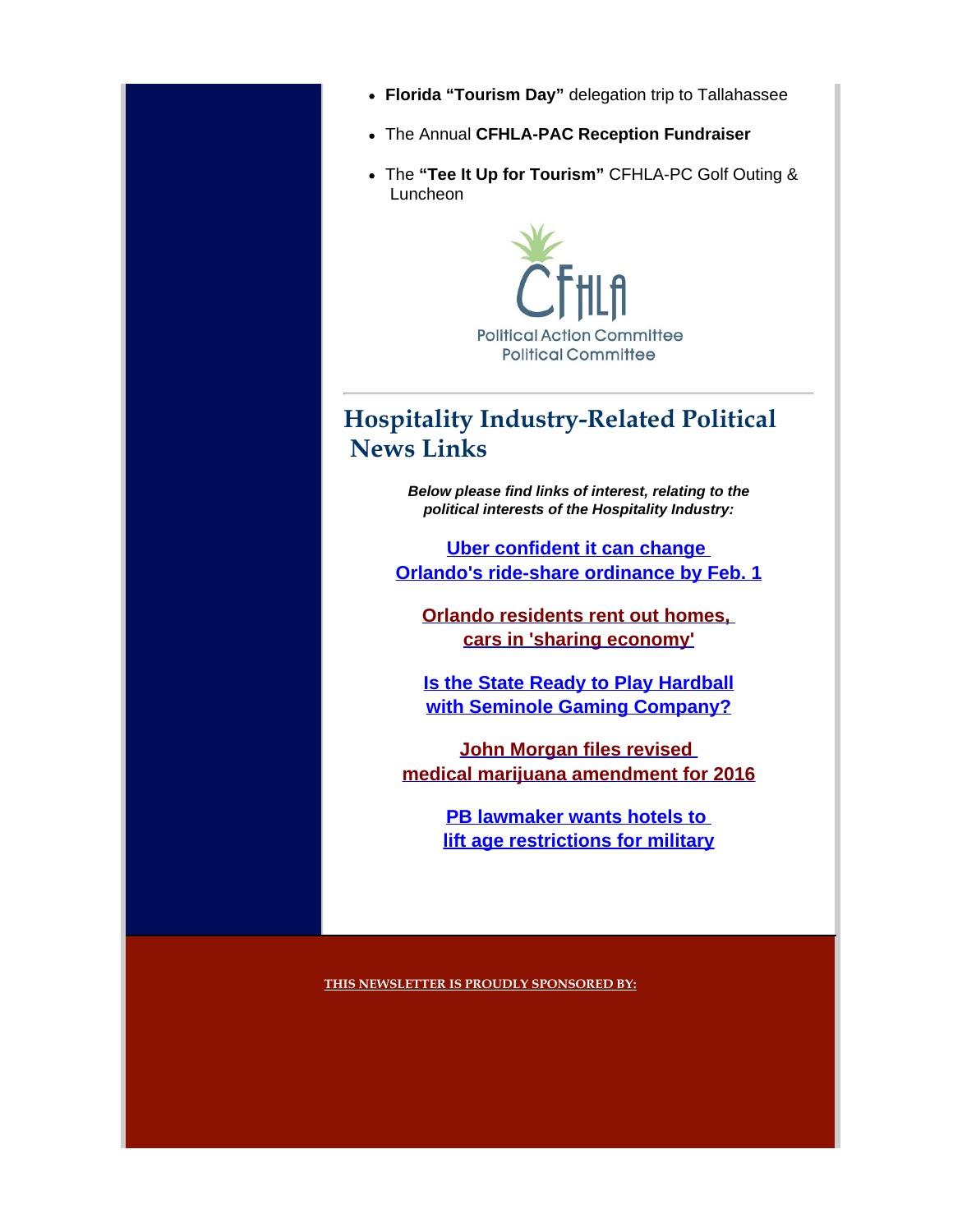- **Florida "Tourism Day"** delegation trip to Tallahassee
- The Annual **CFHLA-PAC Reception Fundraiser**
- The **"Tee It Up for Tourism"** CFHLA-PC Golf Outing & Luncheon

CFHLA
Political Action Committee
Political Committee

---

## Hospitality Industry-Related Political News Links

***Below please find links of interest, relating to the political interests of the Hospitality Industry:***

**Uber confident it can change Orlando's ride-share ordinance by Feb. 1**

**Orlando residents rent out homes, cars in 'sharing economy'**

**Is the State Ready to Play Hardball with Seminole Gaming Company?**

**John Morgan files revised medical marijuana amendment for 2016**

**PB lawmaker wants hotels to lift age restrictions for military**

**THIS NEWSLETTER IS PROUDLY SPONSORED BY:**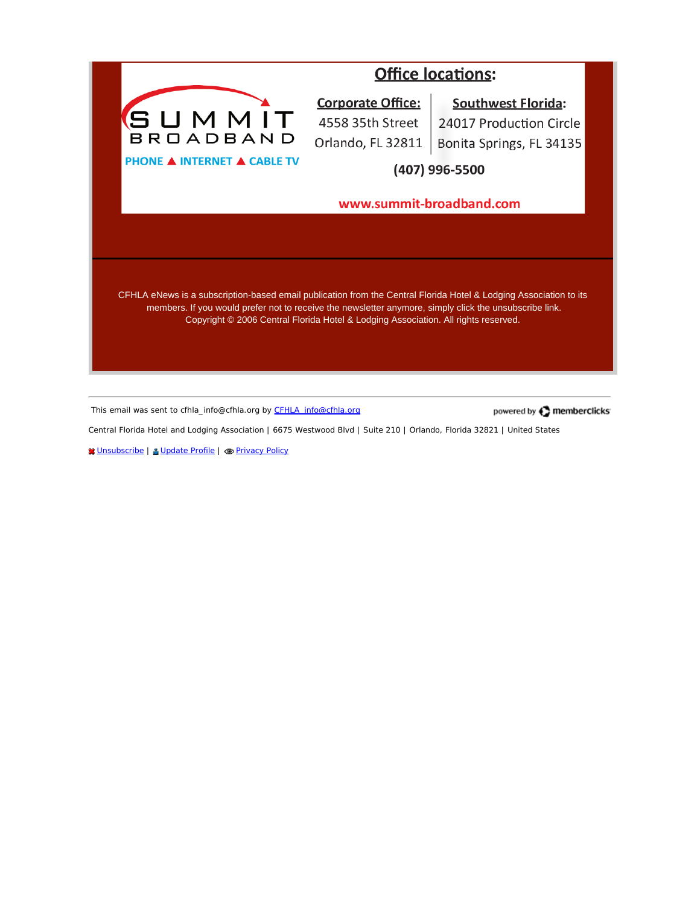SUMMIT BROADBAND

PHONE ▲ INTERNET ▲ CABLE TV

## Office locations:

**Corporate Office:**
4558 35th Street
Orlando, FL 32811

**Southwest Florida:**
24017 Production Circle
Bonita Springs, FL 34135

**(407) 996-5500**

**www.summit-broadband.com**

CFHLA eNews is a subscription-based email publication from the Central Florida Hotel & Lodging Association to its members. If you would prefer not to receive the newsletter anymore, simply click the unsubscribe link.
Copyright © 2006 Central Florida Hotel & Lodging Association. All rights reserved.

This email was sent to cfhla_info@cfhla.org by CFHLA_info@cfhla.org

powered by memberclicks

Central Florida Hotel and Lodging Association | 6675 Westwood Blvd | Suite 210 | Orlando, Florida 32821 | United States

Unsubscribe | Update Profile | Privacy Policy